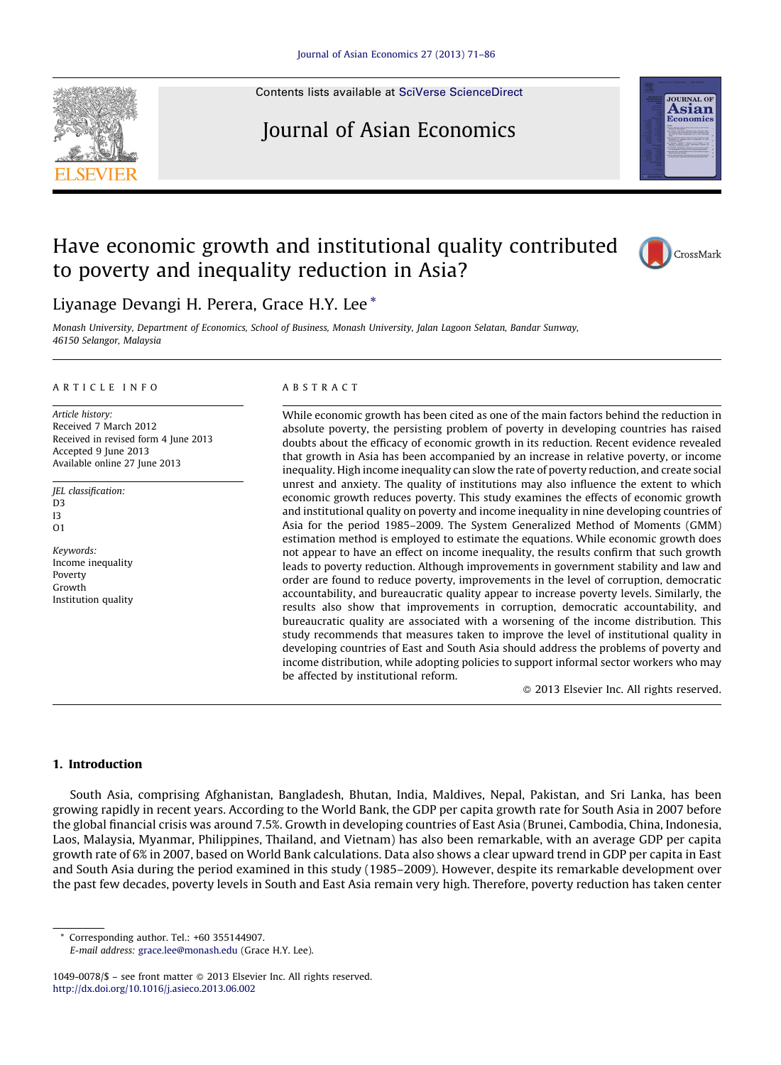Contents lists available at SciVerse ScienceDirect

# Journal of Asian Economics

## Have economic growth and institutional quality contributed to poverty and inequality reduction in Asia?

Liyanage Devangi H. Perera, Grace H.Y. Lee *

*Monash University, Department of Economics, School of Business, Monash University, Jalan Lagoon Selatan, Bandar Sunway, 46150 Selangor, Malaysia*

ARTICLE INFO

*Article history:*
Received 7 March 2012
Received in revised form 4 June 2013
Accepted 9 June 2013
Available online 27 June 2013

*JEL classification:*
D3
I3
O1

*Keywords:*
Income inequality
Poverty
Growth
Institution quality

ABSTRACT

While economic growth has been cited as one of the main factors behind the reduction in absolute poverty, the persisting problem of poverty in developing countries has raised doubts about the efficacy of economic growth in its reduction. Recent evidence revealed that growth in Asia has been accompanied by an increase in relative poverty, or income inequality. High income inequality can slow the rate of poverty reduction, and create social unrest and anxiety. The quality of institutions may also influence the extent to which economic growth reduces poverty. This study examines the effects of economic growth and institutional quality on poverty and income inequality in nine developing countries of Asia for the period 1985–2009. The System Generalized Method of Moments (GMM) estimation method is employed to estimate the equations. While economic growth does not appear to have an effect on income inequality, the results confirm that such growth leads to poverty reduction. Although improvements in government stability and law and order are found to reduce poverty, improvements in the level of corruption, democratic accountability, and bureaucratic quality appear to increase poverty levels. Similarly, the results also show that improvements in corruption, democratic accountability, and bureaucratic quality are associated with a worsening of the income distribution. This study recommends that measures taken to improve the level of institutional quality in developing countries of East and South Asia should address the problems of poverty and income distribution, while adopting policies to support informal sector workers who may be affected by institutional reform.

© 2013 Elsevier Inc. All rights reserved.

### 1. Introduction

South Asia, comprising Afghanistan, Bangladesh, Bhutan, India, Maldives, Nepal, Pakistan, and Sri Lanka, has been growing rapidly in recent years. According to the World Bank, the GDP per capita growth rate for South Asia in 2007 before the global financial crisis was around 7.5%. Growth in developing countries of East Asia (Brunei, Cambodia, China, Indonesia, Laos, Malaysia, Myanmar, Philippines, Thailand, and Vietnam) has also been remarkable, with an average GDP per capita growth rate of 6% in 2007, based on World Bank calculations. Data also shows a clear upward trend in GDP per capita in East and South Asia during the period examined in this study (1985–2009). However, despite its remarkable development over the past few decades, poverty levels in South and East Asia remain very high. Therefore, poverty reduction has taken center

---

* Corresponding author. Tel.: +60 355144907.
*E-mail address:* grace.lee@monash.edu (Grace H.Y. Lee).

1049-0078/$ – see front matter © 2013 Elsevier Inc. All rights reserved.
http://dx.doi.org/10.1016/j.asieco.2013.06.002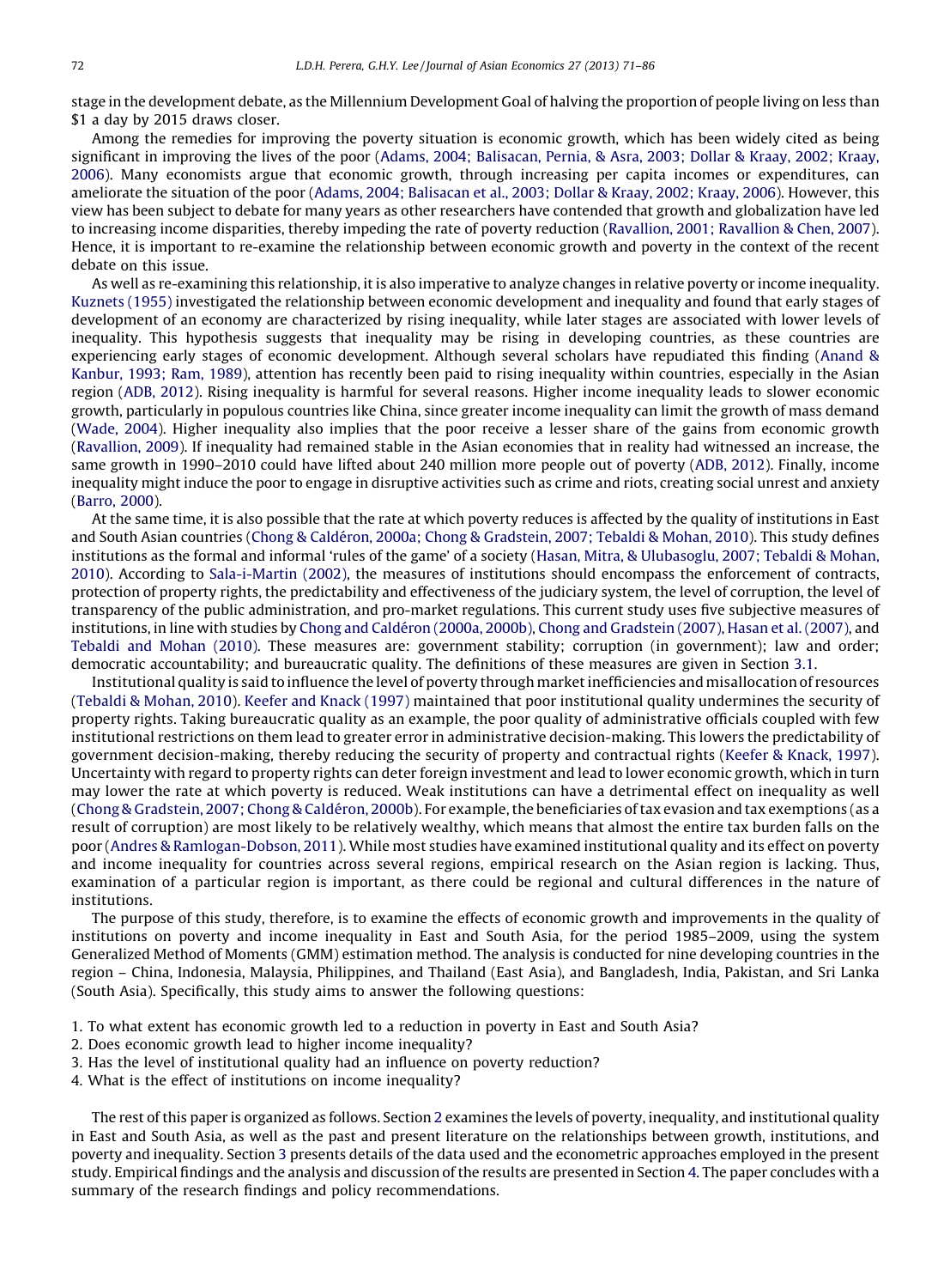stage in the development debate, as the Millennium Development Goal of halving the proportion of people living on less than $1 a day by 2015 draws closer.

Among the remedies for improving the poverty situation is economic growth, which has been widely cited as being significant in improving the lives of the poor (Adams, 2004; Balisacan, Pernia, & Asra, 2003; Dollar & Kraay, 2002; Kraay, 2006). Many economists argue that economic growth, through increasing per capita incomes or expenditures, can ameliorate the situation of the poor (Adams, 2004; Balisacan et al., 2003; Dollar & Kraay, 2002; Kraay, 2006). However, this view has been subject to debate for many years as other researchers have contended that growth and globalization have led to increasing income disparities, thereby impeding the rate of poverty reduction (Ravallion, 2001; Ravallion & Chen, 2007). Hence, it is important to re-examine the relationship between economic growth and poverty in the context of the recent debate on this issue.

As well as re-examining this relationship, it is also imperative to analyze changes in relative poverty or income inequality. Kuznets (1955) investigated the relationship between economic development and inequality and found that early stages of development of an economy are characterized by rising inequality, while later stages are associated with lower levels of inequality. This hypothesis suggests that inequality may be rising in developing countries, as these countries are experiencing early stages of economic development. Although several scholars have repudiated this finding (Anand & Kanbur, 1993; Ram, 1989), attention has recently been paid to rising inequality within countries, especially in the Asian region (ADB, 2012). Rising inequality is harmful for several reasons. Higher income inequality leads to slower economic growth, particularly in populous countries like China, since greater income inequality can limit the growth of mass demand (Wade, 2004). Higher inequality also implies that the poor receive a lesser share of the gains from economic growth (Ravallion, 2009). If inequality had remained stable in the Asian economies that in reality had witnessed an increase, the same growth in 1990–2010 could have lifted about 240 million more people out of poverty (ADB, 2012). Finally, income inequality might induce the poor to engage in disruptive activities such as crime and riots, creating social unrest and anxiety (Barro, 2000).

At the same time, it is also possible that the rate at which poverty reduces is affected by the quality of institutions in East and South Asian countries (Chong & Caldéron, 2000a; Chong & Gradstein, 2007; Tebaldi & Mohan, 2010). This study defines institutions as the formal and informal 'rules of the game' of a society (Hasan, Mitra, & Ulubasoglu, 2007; Tebaldi & Mohan, 2010). According to Sala-i-Martin (2002), the measures of institutions should encompass the enforcement of contracts, protection of property rights, the predictability and effectiveness of the judiciary system, the level of corruption, the level of transparency of the public administration, and pro-market regulations. This current study uses five subjective measures of institutions, in line with studies by Chong and Caldéron (2000a, 2000b), Chong and Gradstein (2007), Hasan et al. (2007), and Tebaldi and Mohan (2010). These measures are: government stability; corruption (in government); law and order; democratic accountability; and bureaucratic quality. The definitions of these measures are given in Section 3.1.

Institutional quality is said to influence the level of poverty through market inefficiencies and misallocation of resources (Tebaldi & Mohan, 2010). Keefer and Knack (1997) maintained that poor institutional quality undermines the security of property rights. Taking bureaucratic quality as an example, the poor quality of administrative officials coupled with few institutional restrictions on them lead to greater error in administrative decision-making. This lowers the predictability of government decision-making, thereby reducing the security of property and contractual rights (Keefer & Knack, 1997). Uncertainty with regard to property rights can deter foreign investment and lead to lower economic growth, which in turn may lower the rate at which poverty is reduced. Weak institutions can have a detrimental effect on inequality as well (Chong & Gradstein, 2007; Chong & Caldéron, 2000b). For example, the beneficiaries of tax evasion and tax exemptions (as a result of corruption) are most likely to be relatively wealthy, which means that almost the entire tax burden falls on the poor (Andres & Ramlogan-Dobson, 2011). While most studies have examined institutional quality and its effect on poverty and income inequality for countries across several regions, empirical research on the Asian region is lacking. Thus, examination of a particular region is important, as there could be regional and cultural differences in the nature of institutions.

The purpose of this study, therefore, is to examine the effects of economic growth and improvements in the quality of institutions on poverty and income inequality in East and South Asia, for the period 1985–2009, using the system Generalized Method of Moments (GMM) estimation method. The analysis is conducted for nine developing countries in the region – China, Indonesia, Malaysia, Philippines, and Thailand (East Asia), and Bangladesh, India, Pakistan, and Sri Lanka (South Asia). Specifically, this study aims to answer the following questions:

1. To what extent has economic growth led to a reduction in poverty in East and South Asia?
2. Does economic growth lead to higher income inequality?
3. Has the level of institutional quality had an influence on poverty reduction?
4. What is the effect of institutions on income inequality?

The rest of this paper is organized as follows. Section 2 examines the levels of poverty, inequality, and institutional quality in East and South Asia, as well as the past and present literature on the relationships between growth, institutions, and poverty and inequality. Section 3 presents details of the data used and the econometric approaches employed in the present study. Empirical findings and the analysis and discussion of the results are presented in Section 4. The paper concludes with a summary of the research findings and policy recommendations.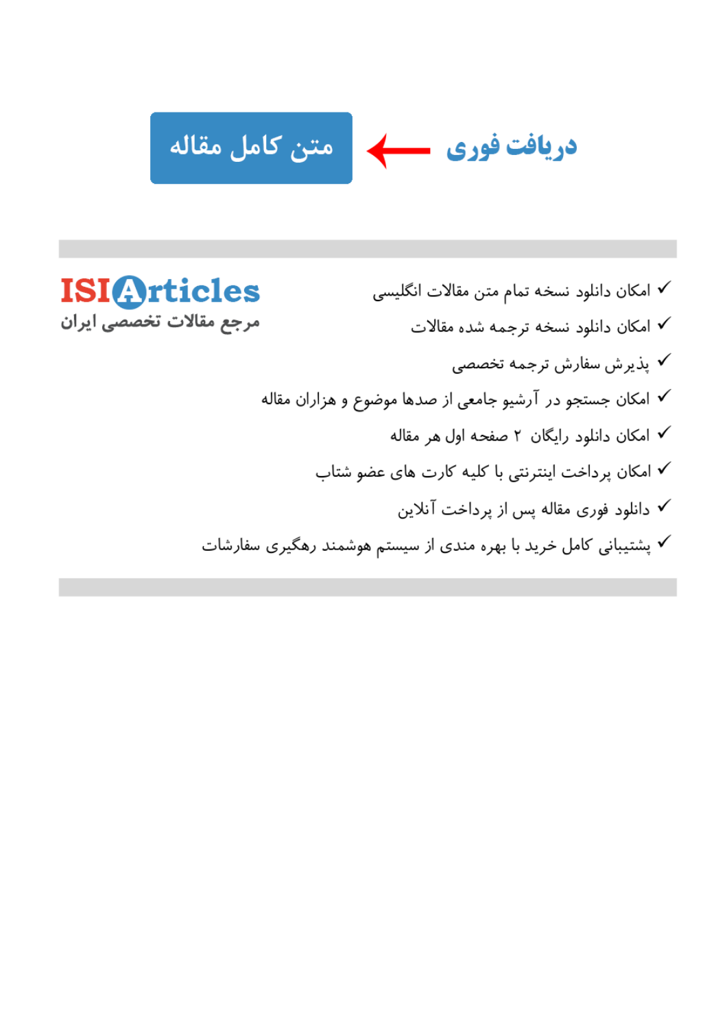**متن کامل مقاله** ← **دریافت فوری**

---

**ISIArticles**
**مرجع مقالات تخصصی ایران**

- ✓ امکان دانلود نسخه تمام متن مقالات انگلیسی
- ✓ امکان دانلود نسخه ترجمه شده مقالات
- ✓ پذیرش سفارش ترجمه تخصصی
- ✓ امکان جستجو در آرشیو جامعی از صدها موضوع و هزاران مقاله
- ✓ امکان دانلود رایگان ۲ صفحه اول هر مقاله
- ✓ امکان پرداخت اینترنتی با کلیه کارت های عضو شتاب
- ✓ دانلود فوری مقاله پس از پرداخت آنلاین
- ✓ پشتیبانی کامل خرید با بهره مندی از سیستم هوشمند رهگیری سفارشات

---